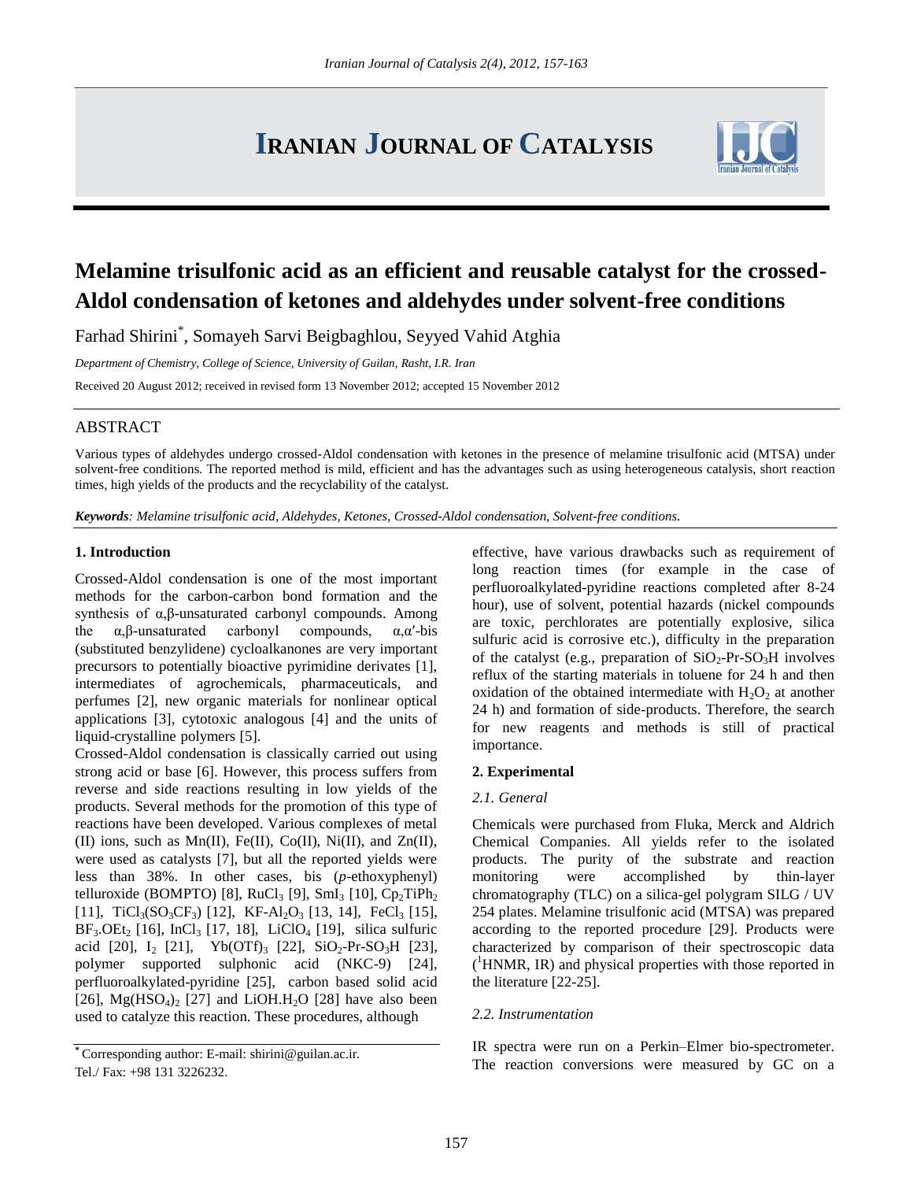# Melamine trisulfonic acid as an efficient and reusable catalyst for the crossed-Aldol condensation of ketones and aldehydes under solvent-free conditions

Farhad Shirini*, Somayeh Sarvi Beigbaghlou, Seyyed Vahid Atghia

*Department of Chemistry, College of Science, University of Guilan, Rasht, I.R. Iran*

Received 20 August 2012; received in revised form 13 November 2012; accepted 15 November 2012

## ABSTRACT

Various types of aldehydes undergo crossed-Aldol condensation with ketones in the presence of melamine trisulfonic acid (MTSA) under solvent-free conditions. The reported method is mild, efficient and has the advantages such as using heterogeneous catalysis, short reaction times, high yields of the products and the recyclability of the catalyst.

***Keywords****: Melamine trisulfonic acid, Aldehydes, Ketones, Crossed-Aldol condensation, Solvent-free conditions.*

## 1. Introduction

Crossed-Aldol condensation is one of the most important methods for the carbon-carbon bond formation and the synthesis of α,β-unsaturated carbonyl compounds. Among the α,β-unsaturated carbonyl compounds, α,α′-bis (substituted benzylidene) cycloalkanones are very important precursors to potentially bioactive pyrimidine derivates [1], intermediates of agrochemicals, pharmaceuticals, and perfumes [2], new organic materials for nonlinear optical applications [3], cytotoxic analogous [4] and the units of liquid-crystalline polymers [5].

Crossed-Aldol condensation is classically carried out using strong acid or base [6]. However, this process suffers from reverse and side reactions resulting in low yields of the products. Several methods for the promotion of this type of reactions have been developed. Various complexes of metal (II) ions, such as Mn(II), Fe(II), Co(II), Ni(II), and Zn(II), were used as catalysts [7], but all the reported yields were less than 38%. In other cases, bis (*p*-ethoxyphenyl) telluroxide (BOMPTO) [8], $RuCl_3$ [9], $SmI_3$ [10], $Cp_2TiPh_2$ [11], $TiCl_3(SO_3CF_3)$ [12], KF-$Al_2O_3$ [13, 14], $FeCl_3$ [15], $BF_3.OEt_2$ [16], $InCl_3$ [17, 18], $LiClO_4$ [19], silica sulfuric acid [20], $I_2$ [21], $Yb(OTf)_3$ [22], $SiO_2$-Pr-$SO_3$H [23], polymer supported sulphonic acid (NKC-9) [24], perfluoroalkylated-pyridine [25], carbon based solid acid [26], $Mg(HSO_4)_2$ [27] and $LiOH.H_2O$ [28] have also been used to catalyze this reaction. These procedures, although effective, have various drawbacks such as requirement of long reaction times (for example in the case of perfluoroalkylated-pyridine reactions completed after 8-24 hour), use of solvent, potential hazards (nickel compounds are toxic, perchlorates are potentially explosive, silica sulfuric acid is corrosive etc.), difficulty in the preparation of the catalyst (e.g., preparation of $SiO_2$-Pr-$SO_3$H involves reflux of the starting materials in toluene for 24 h and then oxidation of the obtained intermediate with $H_2O_2$ at another 24 h) and formation of side-products. Therefore, the search for new reagents and methods is still of practical importance.

## 2. Experimental

### *2.1. General*

Chemicals were purchased from Fluka, Merck and Aldrich Chemical Companies. All yields refer to the isolated products. The purity of the substrate and reaction monitoring were accomplished by thin-layer chromatography (TLC) on a silica-gel polygram SILG / UV 254 plates. Melamine trisulfonic acid (MTSA) was prepared according to the reported procedure [29]. Products were characterized by comparison of their spectroscopic data ($^1$HNMR, IR) and physical properties with those reported in the literature [22-25].

### *2.2. Instrumentation*

IR spectra were run on a Perkin–Elmer bio-spectrometer. The reaction conversions were measured by GC on a

* Corresponding author: E-mail: shirini@guilan.ac.ir.
Tel./ Fax: +98 131 3226232.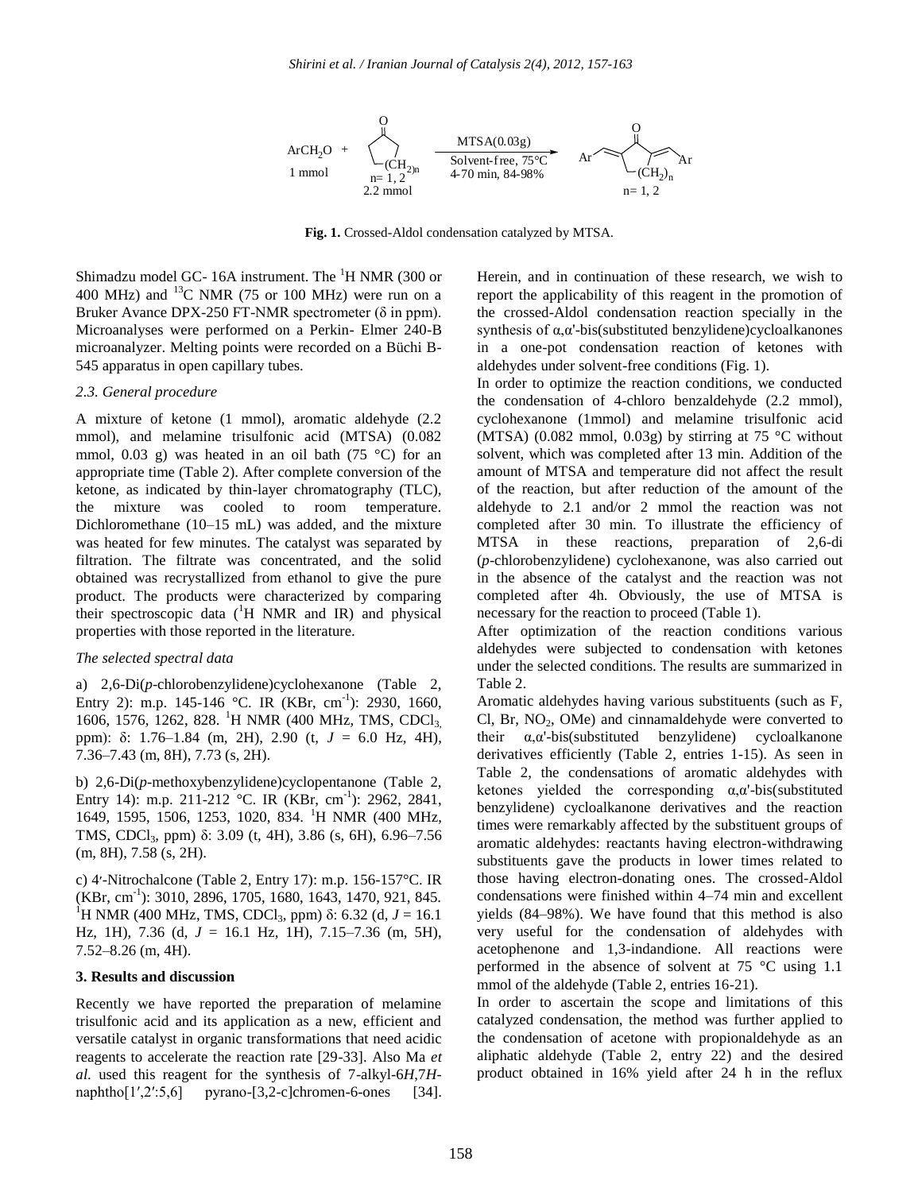ArCH$_2$O + (cyclic ketone, $(CH_2)_n$, n = 1, 2) → MTSA(0.03g), Solvent-free, 75°C, 4-70 min, 84-98% → Ar=CH–(cycloalkanone)–CH=Ar, $(CH_2)_n$, n = 1, 2

1 mmol    2.2 mmol

**Fig. 1.** Crossed-Aldol condensation catalyzed by MTSA.

Shimadzu model GC- 16A instrument. The $^{1}H$ NMR (300 or 400 MHz) and $^{13}C$ NMR (75 or 100 MHz) were run on a Bruker Avance DPX-250 FT-NMR spectrometer (δ in ppm). Microanalyses were performed on a Perkin- Elmer 240-B microanalyzer. Melting points were recorded on a Büchi B-545 apparatus in open capillary tubes.

### *2.3. General procedure*

A mixture of ketone (1 mmol), aromatic aldehyde (2.2 mmol), and melamine trisulfonic acid (MTSA) (0.082 mmol, 0.03 g) was heated in an oil bath (75 °C) for an appropriate time (Table 2). After complete conversion of the ketone, as indicated by thin-layer chromatography (TLC), the mixture was cooled to room temperature. Dichloromethane (10–15 mL) was added, and the mixture was heated for few minutes. The catalyst was separated by filtration. The filtrate was concentrated, and the solid obtained was recrystallized from ethanol to give the pure product. The products were characterized by comparing their spectroscopic data ($^{1}H$ NMR and IR) and physical properties with those reported in the literature.

*The selected spectral data*

a) 2,6-Di(*p*-chlorobenzylidene)cyclohexanone (Table 2, Entry 2): m.p. 145-146 °C. IR (KBr, $cm^{-1}$): 2930, 1660, 1606, 1576, 1262, 828. $^{1}H$ NMR (400 MHz, TMS, $CDCl_3$, ppm): δ: 1.76–1.84 (m, 2H), 2.90 (t, *J* = 6.0 Hz, 4H), 7.36–7.43 (m, 8H), 7.73 (s, 2H).

b) 2,6-Di(*p*-methoxybenzylidene)cyclopentanone (Table 2, Entry 14): m.p. 211-212 °C. IR (KBr, $cm^{-1}$): 2962, 2841, 1649, 1595, 1506, 1253, 1020, 834. $^{1}H$ NMR (400 MHz, TMS, $CDCl_3$, ppm) δ: 3.09 (t, 4H), 3.86 (s, 6H), 6.96–7.56 (m, 8H), 7.58 (s, 2H).

c) 4′-Nitrochalcone (Table 2, Entry 17): m.p. 156-157°C. IR (KBr, $cm^{-1}$): 3010, 2896, 1705, 1680, 1643, 1470, 921, 845. $^{1}H$ NMR (400 MHz, TMS, $CDCl_3$, ppm) δ: 6.32 (d, *J* = 16.1 Hz, 1H), 7.36 (d, *J* = 16.1 Hz, 1H), 7.15–7.36 (m, 5H), 7.52–8.26 (m, 4H).

## 3. Results and discussion

Recently we have reported the preparation of melamine trisulfonic acid and its application as a new, efficient and versatile catalyst in organic transformations that need acidic reagents to accelerate the reaction rate [29-33]. Also Ma *et al.* used this reagent for the synthesis of 7-alkyl-6*H*,7*H*-naphtho[1′,2′:5,6] pyrano-[3,2-c]chromen-6-ones [34]. Herein, and in continuation of these research, we wish to report the applicability of this reagent in the promotion of the crossed-Aldol condensation reaction specially in the synthesis of α,α'-bis(substituted benzylidene)cycloalkanones in a one-pot condensation reaction of ketones with aldehydes under solvent-free conditions (Fig. 1).

In order to optimize the reaction conditions, we conducted the condensation of 4-chloro benzaldehyde (2.2 mmol), cyclohexanone (1mmol) and melamine trisulfonic acid (MTSA) (0.082 mmol, 0.03g) by stirring at 75 °C without solvent, which was completed after 13 min. Addition of the amount of MTSA and temperature did not affect the result of the reaction, but after reduction of the amount of the aldehyde to 2.1 and/or 2 mmol the reaction was not completed after 30 min. To illustrate the efficiency of MTSA in these reactions, preparation of 2,6-di (*p*-chlorobenzylidene) cyclohexanone, was also carried out in the absence of the catalyst and the reaction was not completed after 4h. Obviously, the use of MTSA is necessary for the reaction to proceed (Table 1).

After optimization of the reaction conditions various aldehydes were subjected to condensation with ketones under the selected conditions. The results are summarized in Table 2.

Aromatic aldehydes having various substituents (such as F, Cl, Br, $NO_2$, OMe) and cinnamaldehyde were converted to their α,α'-bis(substituted benzylidene) cycloalkanone derivatives efficiently (Table 2, entries 1-15). As seen in Table 2, the condensations of aromatic aldehydes with ketones yielded the corresponding α,α'-bis(substituted benzylidene) cycloalkanone derivatives and the reaction times were remarkably affected by the substituent groups of aromatic aldehydes: reactants having electron-withdrawing substituents gave the products in lower times related to those having electron-donating ones. The crossed-Aldol condensations were finished within 4–74 min and excellent yields (84–98%). We have found that this method is also very useful for the condensation of aldehydes with acetophenone and 1,3-indandione. All reactions were performed in the absence of solvent at 75 °C using 1.1 mmol of the aldehyde (Table 2, entries 16-21).

In order to ascertain the scope and limitations of this catalyzed condensation, the method was further applied to the condensation of acetone with propionaldehyde as an aliphatic aldehyde (Table 2, entry 22) and the desired product obtained in 16% yield after 24 h in the reflux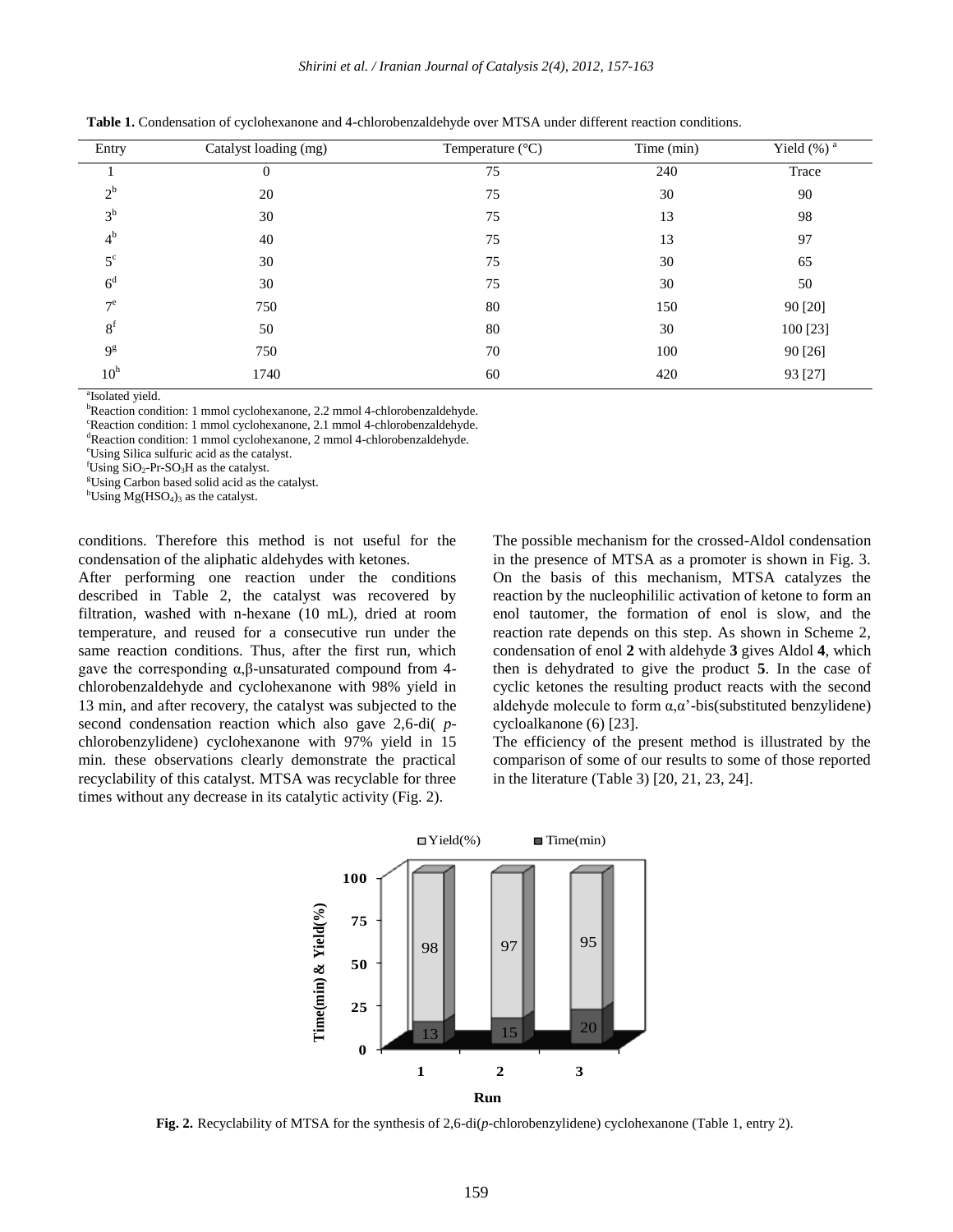**Table 1.** Condensation of cyclohexanone and 4-chlorobenzaldehyde over MTSA under different reaction conditions.

| Entry | Catalyst loading (mg) | Temperature (°C) | Time (min) | Yield (%) [a] |
|---|---|---|---|---|
| 1 | 0 | 75 | 240 | Trace |
| 2[b] | 20 | 75 | 30 | 90 |
| 3[b] | 30 | 75 | 13 | 98 |
| 4[b] | 40 | 75 | 13 | 97 |
| 5[c] | 30 | 75 | 30 | 65 |
| 6[d] | 30 | 75 | 30 | 50 |
| 7[e] | 750 | 80 | 150 | 90 [20] |
| 8[f] | 50 | 80 | 30 | 100 [23] |
| 9[g] | 750 | 70 | 100 | 90 [26] |
| 10[h] | 1740 | 60 | 420 | 93 [27] |

[a]Isolated yield.
[b]Reaction condition: 1 mmol cyclohexanone, 2.2 mmol 4-chlorobenzaldehyde.
[c]Reaction condition: 1 mmol cyclohexanone, 2.1 mmol 4-chlorobenzaldehyde.
[d]Reaction condition: 1 mmol cyclohexanone, 2 mmol 4-chlorobenzaldehyde.
[e]Using Silica sulfuric acid as the catalyst.
[f]Using $SiO_2$-Pr-$SO_3H$ as the catalyst.
[g]Using Carbon based solid acid as the catalyst.
[h]Using $Mg(HSO_4)_3$ as the catalyst.

conditions. Therefore this method is not useful for the condensation of the aliphatic aldehydes with ketones.

After performing one reaction under the conditions described in Table 2, the catalyst was recovered by filtration, washed with n-hexane (10 mL), dried at room temperature, and reused for a consecutive run under the same reaction conditions. Thus, after the first run, which gave the corresponding α,β-unsaturated compound from 4-chlorobenzaldehyde and cyclohexanone with 98% yield in 13 min, and after recovery, the catalyst was subjected to the second condensation reaction which also gave 2,6-di( *p*-chlorobenzylidene) cyclohexanone with 97% yield in 15 min. these observations clearly demonstrate the practical recyclability of this catalyst. MTSA was recyclable for three times without any decrease in its catalytic activity (Fig. 2).

The possible mechanism for the crossed-Aldol condensation in the presence of MTSA as a promoter is shown in Fig. 3. On the basis of this mechanism, MTSA catalyzes the reaction by the nucleophililic activation of ketone to form an enol tautomer, the formation of enol is slow, and the reaction rate depends on this step. As shown in Scheme 2, condensation of enol **2** with aldehyde **3** gives Aldol **4**, which then is dehydrated to give the product **5**. In the case of cyclic ketones the resulting product reacts with the second aldehyde molecule to form α,α'-bis(substituted benzylidene) cycloalkanone (6) [23].

The efficiency of the present method is illustrated by the comparison of some of our results to some of those reported in the literature (Table 3) [20, 21, 23, 24].

| Run | Yield(%) | Time(min) |
|---|---|---|
| 1 | 98 | 13 |
| 2 | 97 | 15 |
| 3 | 95 | 20 |

**Fig. 2.** Recyclability of MTSA for the synthesis of 2,6-di(*p*-chlorobenzylidene) cyclohexanone (Table 1, entry 2).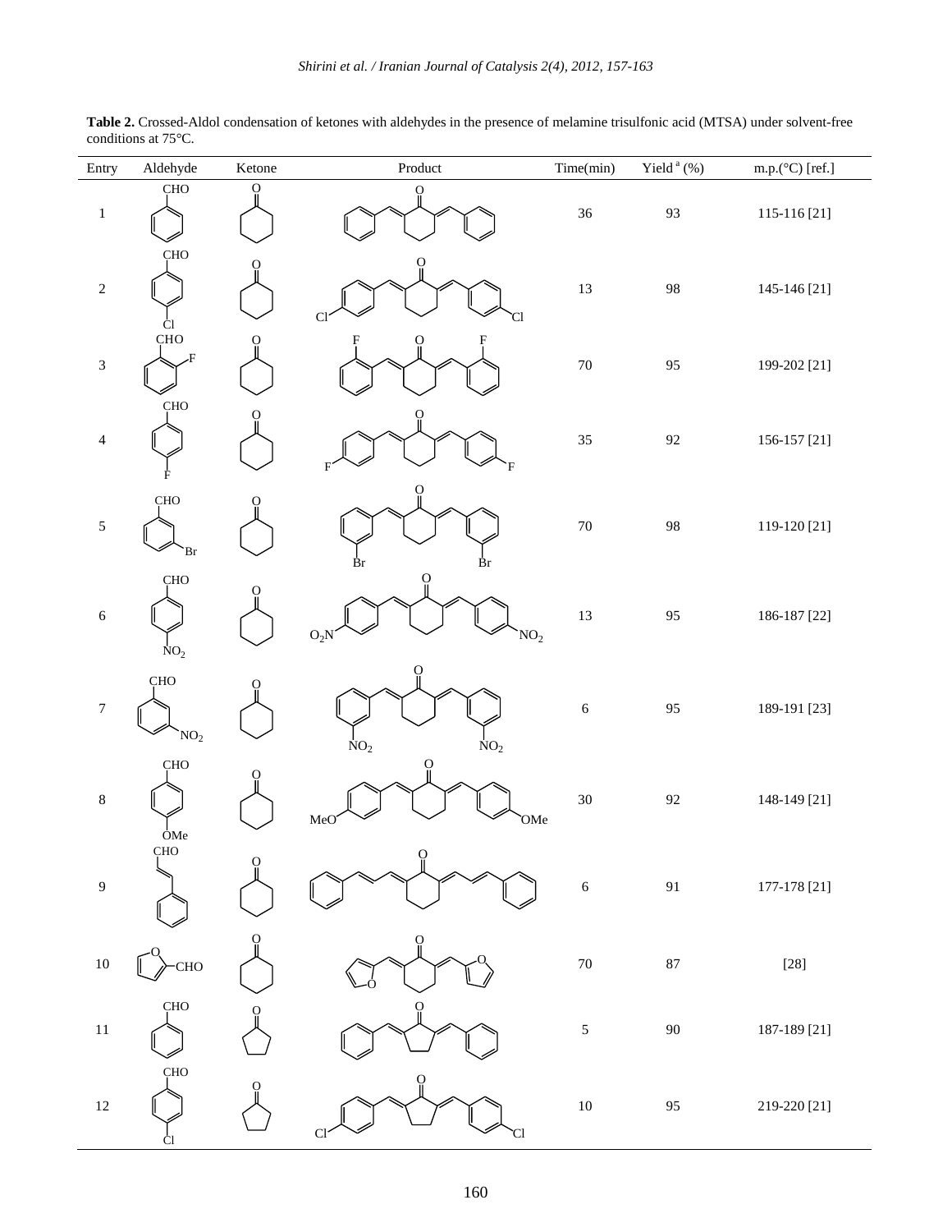**Table 2.** Crossed-Aldol condensation of ketones with aldehydes in the presence of melamine trisulfonic acid (MTSA) under solvent-free conditions at 75°C.

| Entry | Aldehyde | Ketone | Product | Time(min) | Yield [a] (%) | m.p.(°C) [ref.] |
|---|---|---|---|---|---|---|
| 1 | Benzaldehyde | Cyclohexanone | 2,6-Dibenzylidenecyclohexanone | 36 | 93 | 115-116 [21] |
| 2 | 4-Chlorobenzaldehyde | Cyclohexanone | 2,6-Bis(4-chlorobenzylidene)cyclohexanone | 13 | 98 | 145-146 [21] |
| 3 | 2-Fluorobenzaldehyde | Cyclohexanone | 2,6-Bis(2-fluorobenzylidene)cyclohexanone | 70 | 95 | 199-202 [21] |
| 4 | 4-Fluorobenzaldehyde | Cyclohexanone | 2,6-Bis(4-fluorobenzylidene)cyclohexanone | 35 | 92 | 156-157 [21] |
| 5 | 3-Bromobenzaldehyde | Cyclohexanone | 2,6-Bis(3-bromobenzylidene)cyclohexanone | 70 | 98 | 119-120 [21] |
| 6 | 4-Nitrobenzaldehyde | Cyclohexanone | 2,6-Bis(4-nitrobenzylidene)cyclohexanone | 13 | 95 | 186-187 [22] |
| 7 | 3-Nitrobenzaldehyde | Cyclohexanone | 2,6-Bis(3-nitrobenzylidene)cyclohexanone | 6 | 95 | 189-191 [23] |
| 8 | 4-Methoxybenzaldehyde | Cyclohexanone | 2,6-Bis(4-methoxybenzylidene)cyclohexanone | 30 | 92 | 148-149 [21] |
| 9 | Cinnamaldehyde | Cyclohexanone | 2,6-Bis(3-phenylallylidene)cyclohexanone | 6 | 91 | 177-178 [21] |
| 10 | Furfural | Cyclohexanone | 2,6-Bis(furan-2-ylmethylene)cyclohexanone | 70 | 87 | [28] |
| 11 | Benzaldehyde | Cyclopentanone | 2,5-Dibenzylidenecyclopentanone | 5 | 90 | 187-189 [21] |
| 12 | 4-Chlorobenzaldehyde | Cyclopentanone | 2,5-Bis(4-chlorobenzylidene)cyclopentanone | 10 | 95 | 219-220 [21] |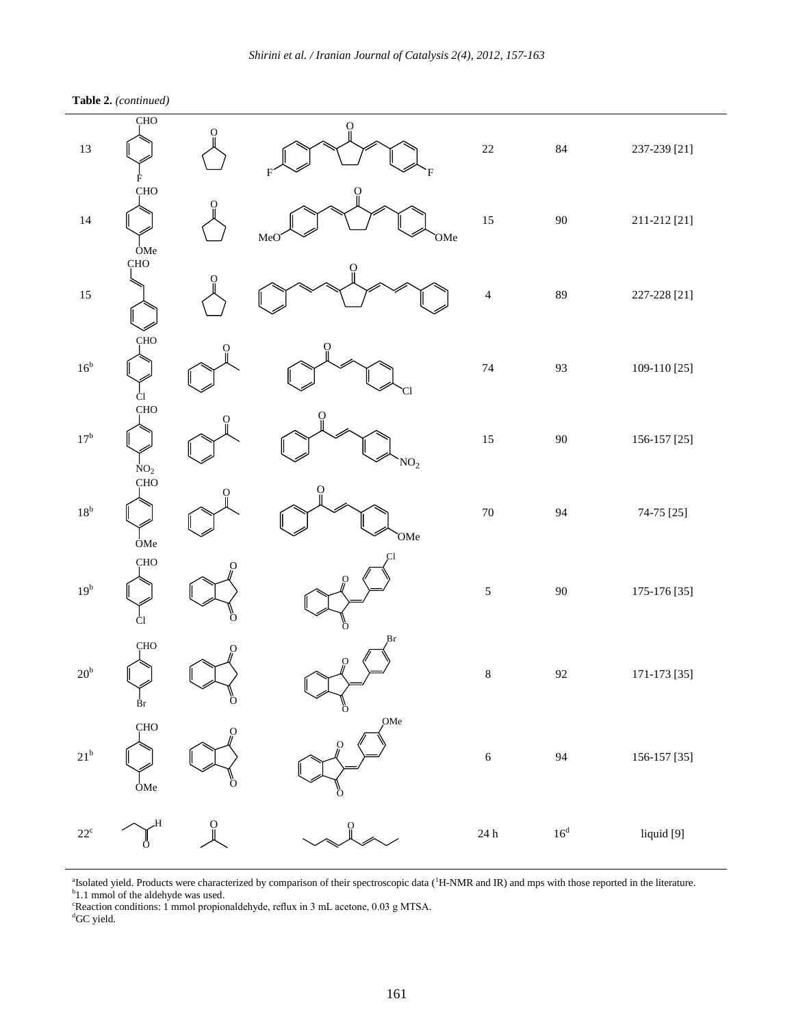**Table 2.** *(continued)*

| Entry | Aldehyde | Ketone | Product | Time (min) | Yield (%)[a] | M.p. (°C) [Ref.] |
|---|---|---|---|---|---|---|
| 13 | 4-F-C₆H₄CHO | Cyclopentanone | 2,5-bis(4-fluorobenzylidene)cyclopentanone | 22 | 84 | 237-239 [21] |
| 14 | 4-MeO-C₆H₄CHO | Cyclopentanone | 2,5-bis(4-methoxybenzylidene)cyclopentanone | 15 | 90 | 211-212 [21] |
| 15 | Cinnamaldehyde | Cyclopentanone | 2,5-bis(3-phenylallylidene)cyclopentanone | 4 | 89 | 227-228 [21] |
| 16[b] | 4-Cl-C₆H₄CHO | Acetophenone | 3-(4-chlorophenyl)-1-phenylprop-2-en-1-one | 74 | 93 | 109-110 [25] |
| 17[b] | 4-$NO_2$-C₆H₄CHO | Acetophenone | 3-(4-nitrophenyl)-1-phenylprop-2-en-1-one | 15 | 90 | 156-157 [25] |
| 18[b] | 4-MeO-C₆H₄CHO | Acetophenone | 3-(4-methoxyphenyl)-1-phenylprop-2-en-1-one | 70 | 94 | 74-75 [25] |
| 19[b] | 4-Cl-C₆H₄CHO | Indane-1,3-dione | 2-(4-chlorobenzylidene)indane-1,3-dione | 5 | 90 | 175-176 [35] |
| 20[b] | 4-Br-C₆H₄CHO | Indane-1,3-dione | 2-(4-bromobenzylidene)indane-1,3-dione | 8 | 92 | 171-173 [35] |
| 21[b] | 4-MeO-C₆H₄CHO | Indane-1,3-dione | 2-(4-methoxybenzylidene)indane-1,3-dione | 6 | 94 | 156-157 [35] |
| 22[c] | Propionaldehyde | Acetone | Nona-3,6-dien-5-one | 24 h | 16[d] | liquid [9] |

[a]Isolated yield. Products were characterized by comparison of their spectroscopic data ($^1$H-NMR and IR) and mps with those reported in the literature.
[b]1.1 mmol of the aldehyde was used.
[c]Reaction conditions: 1 mmol propionaldehyde, reflux in 3 mL acetone, 0.03 g MTSA.
[d]GC yield.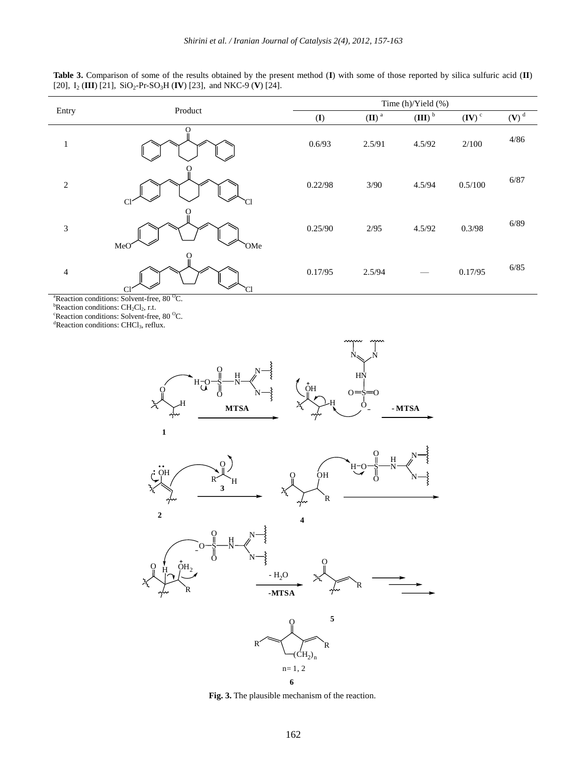**Table 3.** Comparison of some of the results obtained by the present method (**I**) with some of those reported by silica sulfuric acid (**II**) [20], $I_2$ (**III**) [21], $SiO_2$-Pr-$SO_3H$ (**IV**) [23], and NKC-9 (**V**) [24].

| Entry | Product | Time (h)/Yield (%) | | | | |
|---|---|---|---|---|---|---|
| | | (**I**) | (**II**) [a] | (**III**) [b] | (**IV**) [c] | (**V**) [d] |
| 1 | 2,6-dibenzylidenecyclohexanone | 0.6/93 | 2.5/91 | 4.5/92 | 2/100 | 4/86 |
| 2 | 2,6-bis(4-chlorobenzylidene)cyclohexanone | 0.22/98 | 3/90 | 4.5/94 | 0.5/100 | 6/87 |
| 3 | 2,5-bis(4-methoxybenzylidene)cyclopentanone | 0.25/90 | 2/95 | 4.5/92 | 0.3/98 | 6/89 |
| 4 | 2,5-bis(4-chlorobenzylidene)cyclopentanone | 0.17/95 | 2.5/94 | — | 0.17/95 | 6/85 |

[a]Reaction conditions: Solvent-free, 80 °C.
[b]Reaction conditions: $CH_2Cl_2$, r.t.
[c]Reaction conditions: Solvent-free, 80 °C.
[d]Reaction conditions: $CHCl_3$, reflux.

**Fig. 3.** The plausible mechanism of the reaction.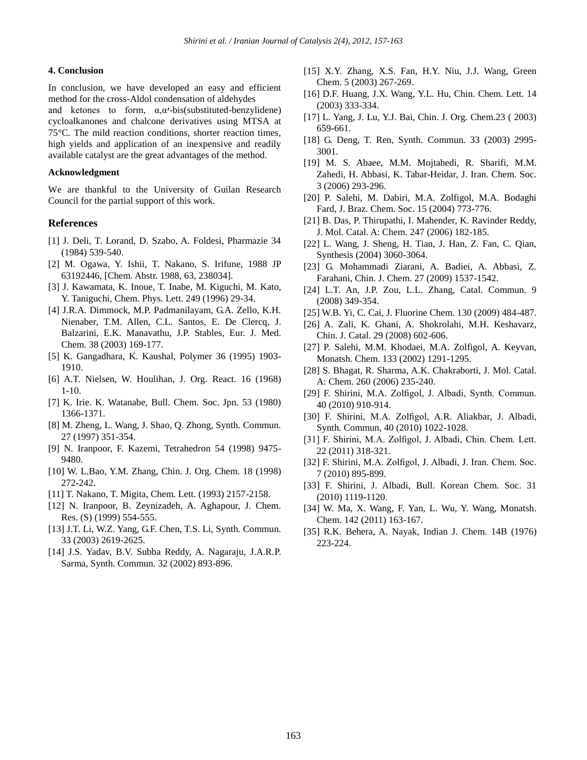## 4. Conclusion

In conclusion, we have developed an easy and efficient method for the cross-Aldol condensation of aldehydes and ketones to form, α,α′-bis(substituted-benzylidene) cycloalkanones and chalcone derivatives using MTSA at 75°C. The mild reaction conditions, shorter reaction times, high yields and application of an inexpensive and readily available catalyst are the great advantages of the method.

### Acknowledgment

We are thankful to the University of Guilan Research Council for the partial support of this work.

## References

[1] J. Deli, T. Lorand, D. Szabo, A. Foldesi, Pharmazie 34 (1984) 539-540.

[2] M. Ogawa, Y. Ishii, T. Nakano, S. Irifune, 1988 JP 63192446, [Chem. Abstr. 1988, 63, 238034].

[3] J. Kawamata, K. Inoue, T. Inabe, M. Kiguchi, M. Kato, Y. Taniguchi, Chem. Phys. Lett. 249 (1996) 29-34.

[4] J.R.A. Dimmock, M.P. Padmanilayam, G.A. Zello, K.H. Nienaber, T.M. Allen, C.L. Santos, E. De Clercq, J. Balzarini, E.K. Manavathu, J.P. Stables, Eur. J. Med. Chem. 38 (2003) 169-177.

[5] K. Gangadhara, K. Kaushal, Polymer 36 (1995) 1903-1910.

[6] A.T. Nielsen, W. Houlihan, J. Org. React. 16 (1968) 1-10.

[7] K. Irie. K. Watanabe, Bull. Chem. Soc. Jpn. 53 (1980) 1366-1371.

[8] M. Zheng, L. Wang, J. Shao, Q. Zhong, Synth. Commun. 27 (1997) 351-354.

[9] N. Iranpoor, F. Kazemi, Tetrahedron 54 (1998) 9475-9480.

[10] W. L.Bao, Y.M. Zhang, Chin. J. Org. Chem. 18 (1998) 272-242.

[11] T. Nakano, T. Migita, Chem. Lett. (1993) 2157-2158.

[12] N. Iranpoor, B. Zeynizadeh, A. Aghapour, J. Chem. Res. (S) (1999) 554-555.

[13] J.T. Li, W.Z. Yang, G.F. Chen, T.S. Li, Synth. Commun. 33 (2003) 2619-2625.

[14] J.S. Yadav, B.V. Subba Reddy, A. Nagaraju, J.A.R.P. Sarma, Synth. Commun. 32 (2002) 893-896.

[15] X.Y. Zhang, X.S. Fan, H.Y. Niu, J.J. Wang, Green Chem. 5 (2003) 267-269.

[16] D.F. Huang, J.X. Wang, Y.L. Hu, Chin. Chem. Lett. 14 (2003) 333-334.

[17] L. Yang, J. Lu, Y.J. Bai, Chin. J. Org. Chem.23 ( 2003) 659-661.

[18] G. Deng, T. Ren, Synth. Commun. 33 (2003) 2995-3001.

[19] M. S. Abaee, M.M. Mojtahedi, R. Sharifi, M.M. Zahedi, H. Abbasi, K. Tabar-Heidar, J. Iran. Chem. Soc. 3 (2006) 293-296.

[20] P. Salehi, M. Dabiri, M.A. Zolfigol, M.A. Bodaghi Fard, J. Braz. Chem. Soc. 15 (2004) 773-776.

[21] B. Das, P. Thirupathi, I. Mahender, K. Ravinder Reddy, J. Mol. Catal. A: Chem. 247 (2006) 182-185.

[22] L. Wang, J. Sheng, H. Tian, J. Han, Z. Fan, C. Qian, Synthesis (2004) 3060-3064.

[23] G. Mohammadi Ziarani, A. Badiei, A. Abbasi, Z. Farahani, Chin. J. Chem. 27 (2009) 1537-1542.

[24] L.T. An, J.P. Zou, L.L. Zhang, Catal. Commun. 9 (2008) 349-354.

[25] W.B. Yi, C. Cai, J. Fluorine Chem. 130 (2009) 484-487.

[26] A. Zali, K. Ghani, A. Shokrolahi, M.H. Keshavarz, Chin. J. Catal. 29 (2008) 602-606.

[27] P. Salehi, M.M. Khodaei, M.A. Zolfigol, A. Keyvan, Monatsh. Chem. 133 (2002) 1291-1295.

[28] S. Bhagat, R. Sharma, A.K. Chakraborti, J. Mol. Catal. A: Chem. 260 (2006) 235-240.

[29] F. Shirini, M.A. Zolfigol, J. Albadi, Synth. Commun. 40 (2010) 910-914.

[30] F. Shirini, M.A. Zolfigol, A.R. Aliakbar, J. Albadi, Synth. Commun, 40 (2010) 1022-1028.

[31] F. Shirini, M.A. Zolfigol, J. Albadi, Chin. Chem. Lett. 22 (2011) 318-321.

[32] F. Shirini, M.A. Zolfigol, J. Albadi, J. Iran. Chem. Soc. 7 (2010) 895-899.

[33] F. Shirini, J. Albadi, Bull. Korean Chem. Soc. 31 (2010) 1119-1120.

[34] W. Ma, X. Wang, F. Yan, L. Wu, Y. Wang, Monatsh. Chem. 142 (2011) 163-167.

[35] R.K. Behera, A. Nayak, Indian J. Chem. 14B (1976) 223-224.